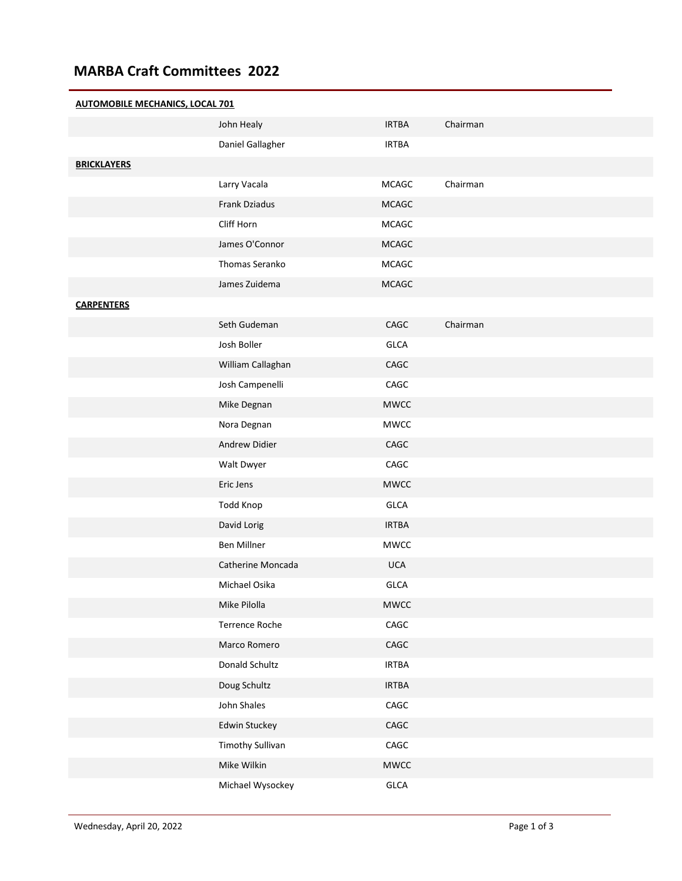# MARBA Craft Committees 2022

**AUTOMOBILE MECHANICS, LOCAL 701**

| Name | Association | Role |
|---|---|---|
| John Healy | IRTBA | Chairman |
| Daniel Gallagher | IRTBA | |

**BRICKLAYERS**

| Name | Association | Role |
|---|---|---|
| Larry Vacala | MCAGC | Chairman |
| Frank Dziadus | MCAGC | |
| Cliff Horn | MCAGC | |
| James O'Connor | MCAGC | |
| Thomas Seranko | MCAGC | |
| James Zuidema | MCAGC | |

**CARPENTERS**

| Name | Association | Role |
|---|---|---|
| Seth Gudeman | CAGC | Chairman |
| Josh Boller | GLCA | |
| William Callaghan | CAGC | |
| Josh Campenelli | CAGC | |
| Mike Degnan | MWCC | |
| Nora Degnan | MWCC | |
| Andrew Didier | CAGC | |
| Walt Dwyer | CAGC | |
| Eric Jens | MWCC | |
| Todd Knop | GLCA | |
| David Lorig | IRTBA | |
| Ben Millner | MWCC | |
| Catherine Moncada | UCA | |
| Michael Osika | GLCA | |
| Mike Pilolla | MWCC | |
| Terrence Roche | CAGC | |
| Marco Romero | CAGC | |
| Donald Schultz | IRTBA | |
| Doug Schultz | IRTBA | |
| John Shales | CAGC | |
| Edwin Stuckey | CAGC | |
| Timothy Sullivan | CAGC | |
| Mike Wilkin | MWCC | |
| Michael Wysockey | GLCA | |

Wednesday, April 20, 2022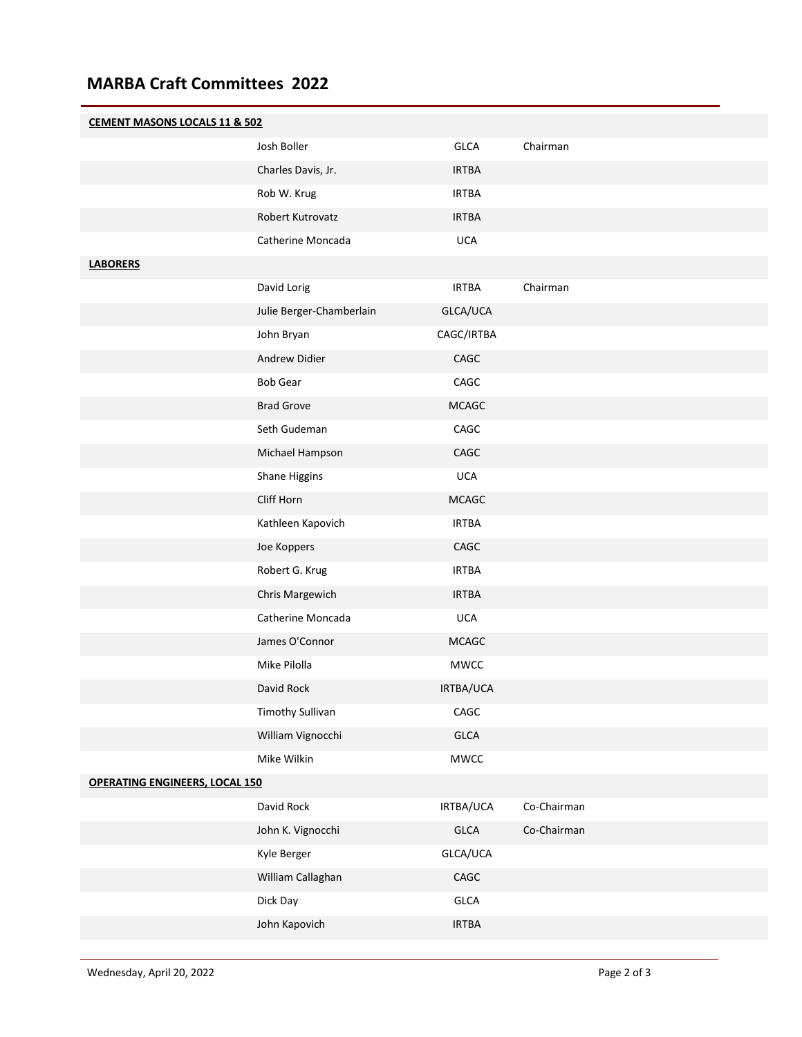# MARBA Craft Committees 2022

| | | | |
|---|---|---|---|
| **CEMENT MASONS LOCALS 11 & 502** | | | |
| | Josh Boller | GLCA | Chairman |
| | Charles Davis, Jr. | IRTBA | |
| | Rob W. Krug | IRTBA | |
| | Robert Kutrovatz | IRTBA | |
| | Catherine Moncada | UCA | |
| **LABORERS** | | | |
| | David Lorig | IRTBA | Chairman |
| | Julie Berger-Chamberlain | GLCA/UCA | |
| | John Bryan | CAGC/IRTBA | |
| | Andrew Didier | CAGC | |
| | Bob Gear | CAGC | |
| | Brad Grove | MCAGC | |
| | Seth Gudeman | CAGC | |
| | Michael Hampson | CAGC | |
| | Shane Higgins | UCA | |
| | Cliff Horn | MCAGC | |
| | Kathleen Kapovich | IRTBA | |
| | Joe Koppers | CAGC | |
| | Robert G. Krug | IRTBA | |
| | Chris Margewich | IRTBA | |
| | Catherine Moncada | UCA | |
| | James O'Connor | MCAGC | |
| | Mike Pilolla | MWCC | |
| | David Rock | IRTBA/UCA | |
| | Timothy Sullivan | CAGC | |
| | William Vignocchi | GLCA | |
| | Mike Wilkin | MWCC | |
| **OPERATING ENGINEERS, LOCAL 150** | | | |
| | David Rock | IRTBA/UCA | Co-Chairman |
| | John K. Vignocchi | GLCA | Co-Chairman |
| | Kyle Berger | GLCA/UCA | |
| | William Callaghan | CAGC | |
| | Dick Day | GLCA | |
| | John Kapovich | IRTBA | |

Wednesday, April 20, 2022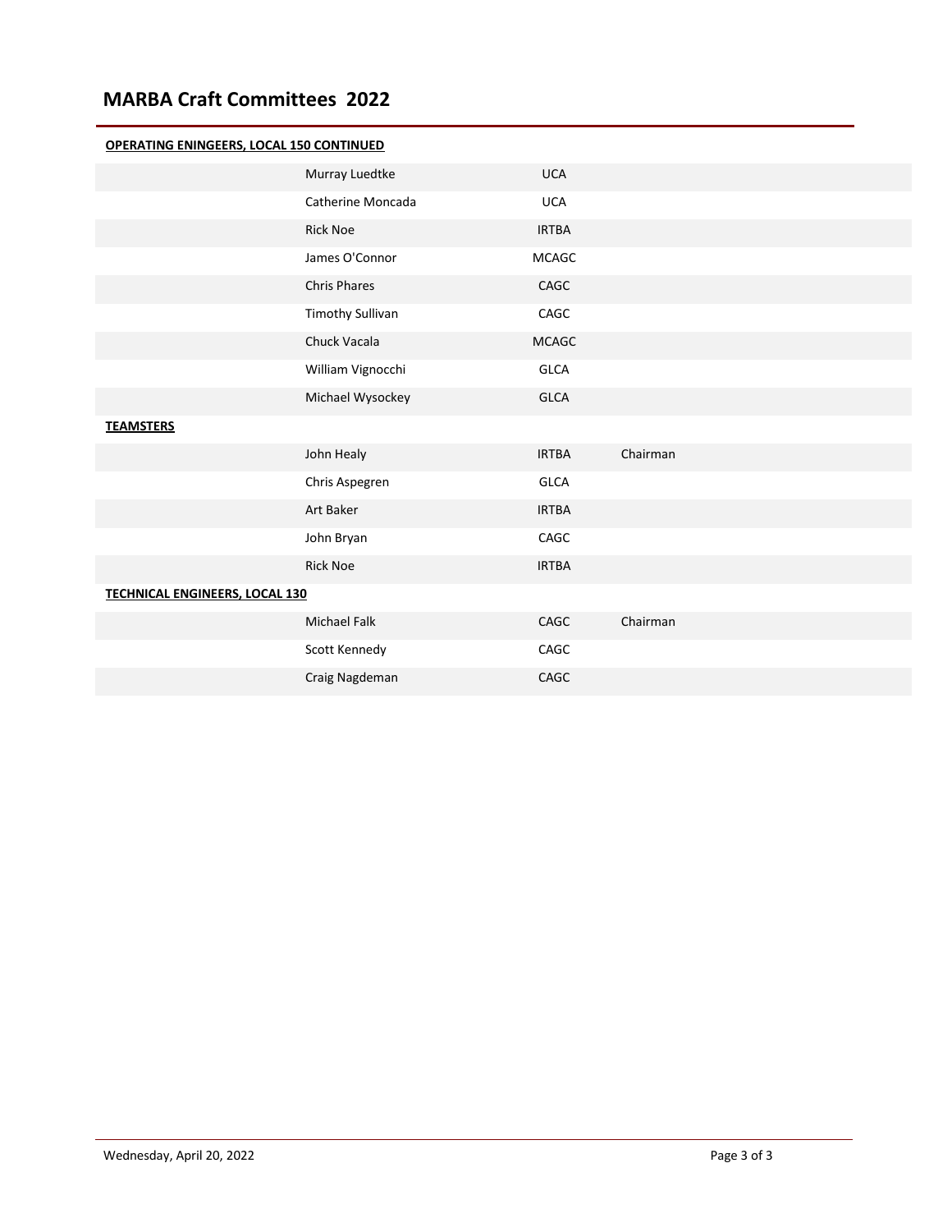# MARBA Craft Committees 2022

**OPERATING ENINGEERS, LOCAL 150 CONTINUED**

| | | | |
|---|---|---|---|
| | Murray Luedtke | UCA | |
| | Catherine Moncada | UCA | |
| | Rick Noe | IRTBA | |
| | James O'Connor | MCAGC | |
| | Chris Phares | CAGC | |
| | Timothy Sullivan | CAGC | |
| | Chuck Vacala | MCAGC | |
| | William Vignocchi | GLCA | |
| | Michael Wysockey | GLCA | |

**TEAMSTERS**

| | | | |
|---|---|---|---|
| | John Healy | IRTBA | Chairman |
| | Chris Aspegren | GLCA | |
| | Art Baker | IRTBA | |
| | John Bryan | CAGC | |
| | Rick Noe | IRTBA | |

**TECHNICAL ENGINEERS, LOCAL 130**

| | | | |
|---|---|---|---|
| | Michael Falk | CAGC | Chairman |
| | Scott Kennedy | CAGC | |
| | Craig Nagdeman | CAGC | |

Wednesday, April 20, 2022